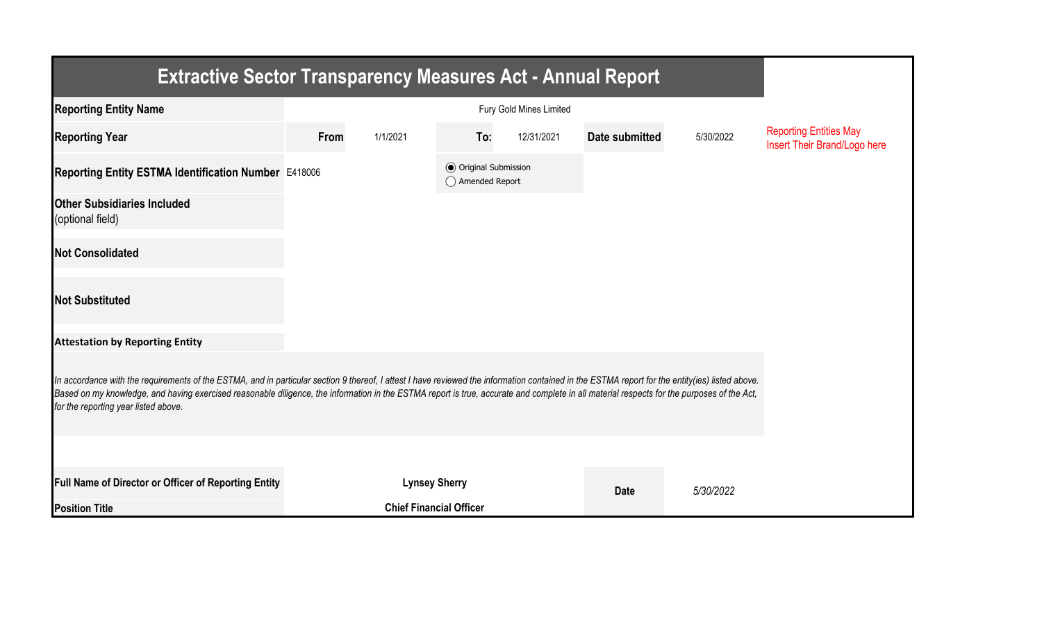# Extractive Sector Transparency Measures Act - Annual Report

| | | | | | | | |
|---|---|---|---|---|---|---|---|
| **Reporting Entity Name** | Fury Gold Mines Limited | | | | | | Reporting Entities May Insert Their Brand/Logo here |
| **Reporting Year** | **From** | 1/1/2021 | **To:** | 12/31/2021 | **Date submitted** | 5/30/2022 | |
| **Reporting Entity ESTMA Identification Number** | E418006 | | ◉ Original Submission ◯ Amended Report | | | | |
| **Other Subsidiaries Included** (optional field) | | | | | | | |
| **Not Consolidated** | | | | | | | |
| **Not Substituted** | | | | | | | |

**Attestation by Reporting Entity**

*In accordance with the requirements of the ESTMA, and in particular section 9 thereof, I attest I have reviewed the information contained in the ESTMA report for the entity(ies) listed above. Based on my knowledge, and having exercised reasonable diligence, the information in the ESTMA report is true, accurate and complete in all material respects for the purposes of the Act, for the reporting year listed above.*

| | | | |
|---|---|---|---|
| **Full Name of Director or Officer of Reporting Entity** | **Lynsey Sherry** | **Date** | *5/30/2022* |
| **Position Title** | **Chief Financial Officer** | | |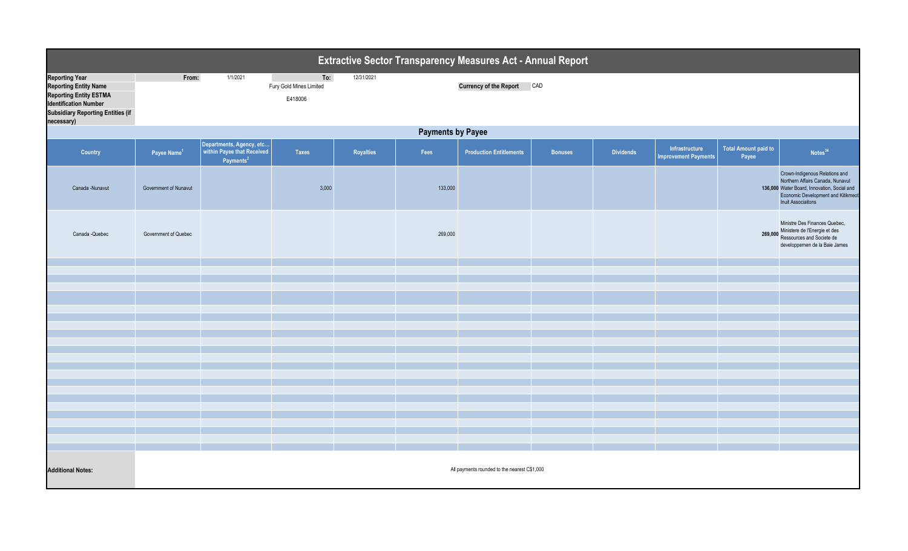# Extractive Sector Transparency Measures Act - Annual Report

| | | | | |
|---|---|---|---|---|
| **Reporting Year** | From: | 1/1/2021 | To: | 12/31/2021 |
| **Reporting Entity Name** | | Fury Gold Mines Limited | | |
| **Reporting Entity ESTMA Identification Number** | | E418006 | | |
| **Subsidiary Reporting Entities (if necessary)** | | | | |

**Currency of the Report** CAD

## Payments by Payee

| Country | Payee Name[1] | Departments, Agency, etc... within Payee that Received Payments[2] | Taxes | Royalties | Fees | Production Entitlements | Bonuses | Dividends | Infrastructure Improvement Payments | Total Amount paid to Payee | Notes[34] |
|---|---|---|---|---|---|---|---|---|---|---|---|
| Canada -Nunavut | Government of Nunavut | | 3,000 | | 133,000 | | | | | 136,000 | Crown-Indigenous Relations and Northern Affairs Canada, Nunavut Water Board, Innovation, Social and Economic Development and Kitikmeot Inuit Associaitons |
| Canada -Quebec | Government of Quebec | | | | 269,000 | | | | | 269,000 | Ministre Des Finances Quebec, Ministere de l'Energie et des Ressources and Societe de developpemen de la Baie James |

**Additional Notes:** All payments rounded to the nearest C$1,000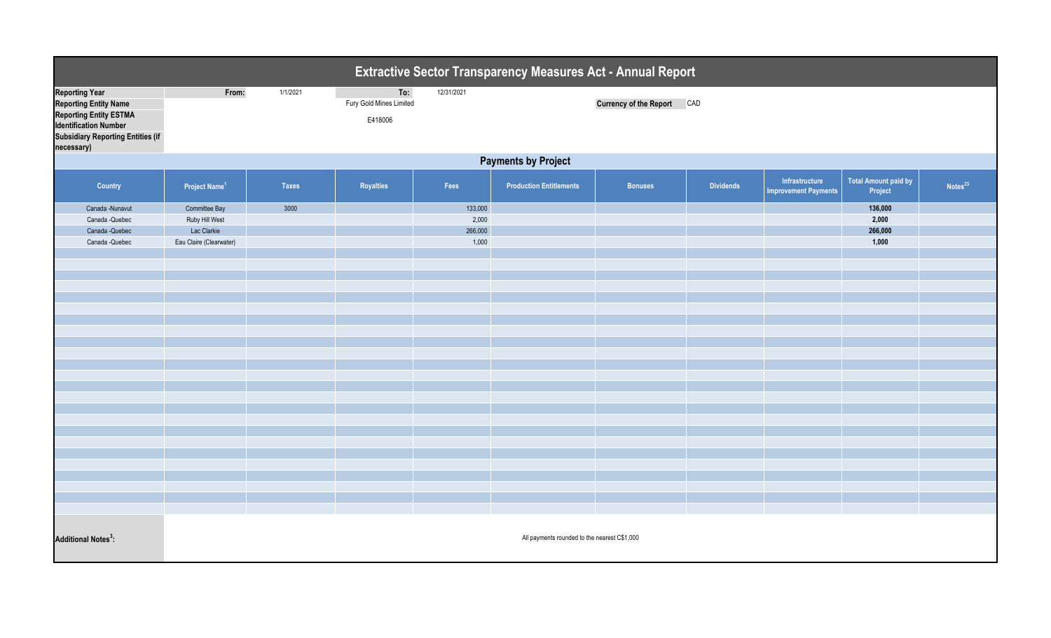# Extractive Sector Transparency Measures Act - Annual Report

| | | | | | | | |
|---|---|---|---|---|---|---|---|
| **Reporting Year** | **From:** | 1/1/2021 | **To:** | 12/31/2021 | | | |
| **Reporting Entity Name** | | | Fury Gold Mines Limited | | **Currency of the Report** | CAD | |
| **Reporting Entity ESTMA Identification Number** | | | E418006 | | | | |
| **Subsidiary Reporting Entities (if necessary)** | | | | | | | |

## Payments by Project

| Country | Project Name[1] | Taxes | Royalties | Fees | Production Entitlements | Bonuses | Dividends | Infrastructure Improvement Payments | Total Amount paid by Project | Notes[23] |
|---|---|---|---|---|---|---|---|---|---|---|
| Canada -Nunavut | Committee Bay | 3000 | | 133,000 | | | | | **136,000** | |
| Canada -Quebec | Ruby Hill West | | | 2,000 | | | | | **2,000** | |
| Canada -Quebec | Lac Clarkie | | | 266,000 | | | | | **266,000** | |
| Canada -Quebec | Eau Claire (Clearwater) | | | 1,000 | | | | | **1,000** | |

**Additional Notes[3]:** All payments rounded to the nearest C$1,000